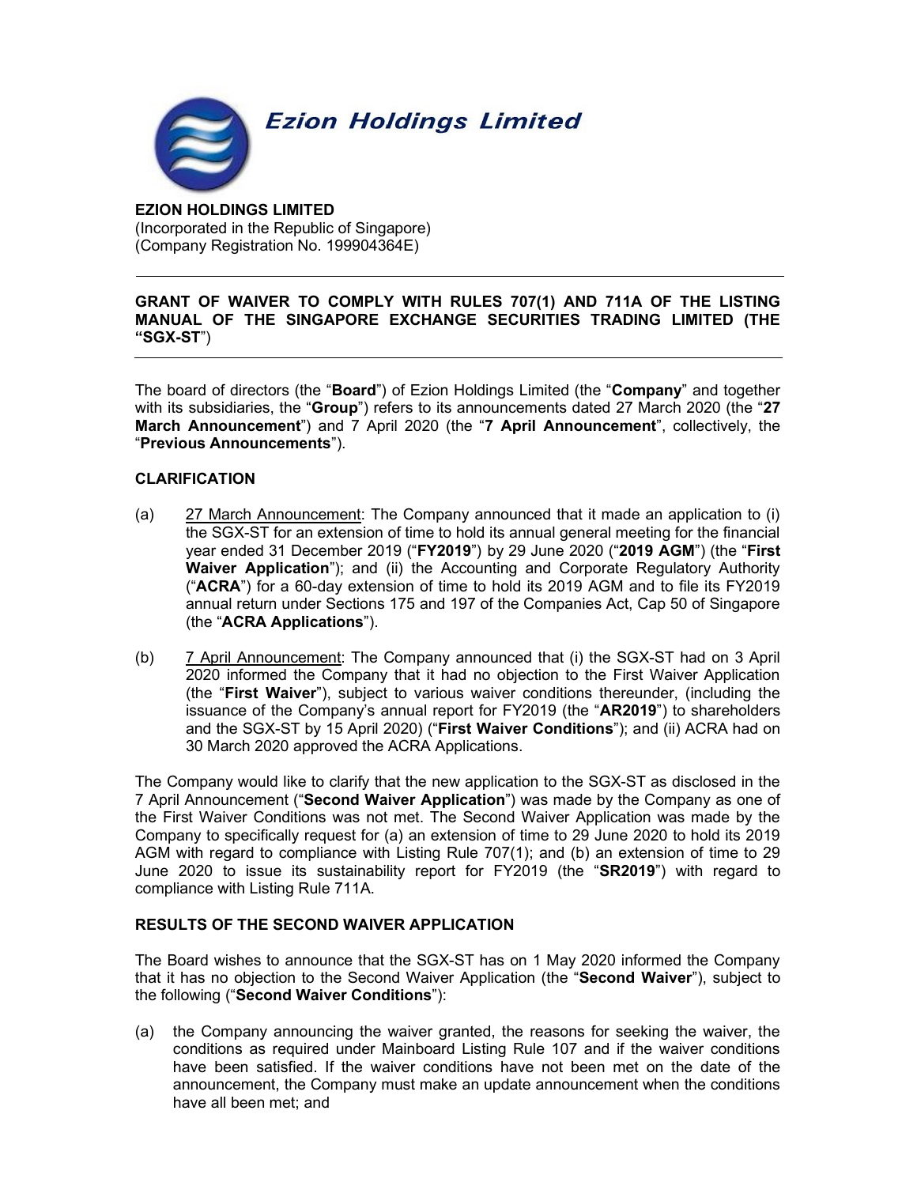**Ezion Holdings Limited**

**EZION HOLDINGS LIMITED**
(Incorporated in the Republic of Singapore)
(Company Registration No. 199904364E)

---

**GRANT OF WAIVER TO COMPLY WITH RULES 707(1) AND 711A OF THE LISTING MANUAL OF THE SINGAPORE EXCHANGE SECURITIES TRADING LIMITED (THE "SGX-ST")**

---

The board of directors (the "**Board**") of Ezion Holdings Limited (the "**Company**" and together with its subsidiaries, the "**Group**") refers to its announcements dated 27 March 2020 (the "**27 March Announcement**") and 7 April 2020 (the "**7 April Announcement**", collectively, the "**Previous Announcements**").

**CLARIFICATION**

(a) 27 March Announcement: The Company announced that it made an application to (i) the SGX-ST for an extension of time to hold its annual general meeting for the financial year ended 31 December 2019 ("**FY2019**") by 29 June 2020 ("**2019 AGM**") (the "**First Waiver Application**"); and (ii) the Accounting and Corporate Regulatory Authority ("**ACRA**") for a 60-day extension of time to hold its 2019 AGM and to file its FY2019 annual return under Sections 175 and 197 of the Companies Act, Cap 50 of Singapore (the "**ACRA Applications**").

(b) 7 April Announcement: The Company announced that (i) the SGX-ST had on 3 April 2020 informed the Company that it had no objection to the First Waiver Application (the "**First Waiver**"), subject to various waiver conditions thereunder, (including the issuance of the Company's annual report for FY2019 (the "**AR2019**") to shareholders and the SGX-ST by 15 April 2020) ("**First Waiver Conditions**"); and (ii) ACRA had on 30 March 2020 approved the ACRA Applications.

The Company would like to clarify that the new application to the SGX-ST as disclosed in the 7 April Announcement ("**Second Waiver Application**") was made by the Company as one of the First Waiver Conditions was not met. The Second Waiver Application was made by the Company to specifically request for (a) an extension of time to 29 June 2020 to hold its 2019 AGM with regard to compliance with Listing Rule 707(1); and (b) an extension of time to 29 June 2020 to issue its sustainability report for FY2019 (the "**SR2019**") with regard to compliance with Listing Rule 711A.

**RESULTS OF THE SECOND WAIVER APPLICATION**

The Board wishes to announce that the SGX-ST has on 1 May 2020 informed the Company that it has no objection to the Second Waiver Application (the "**Second Waiver**"), subject to the following ("**Second Waiver Conditions**"):

(a) the Company announcing the waiver granted, the reasons for seeking the waiver, the conditions as required under Mainboard Listing Rule 107 and if the waiver conditions have been satisfied. If the waiver conditions have not been met on the date of the announcement, the Company must make an update announcement when the conditions have all been met; and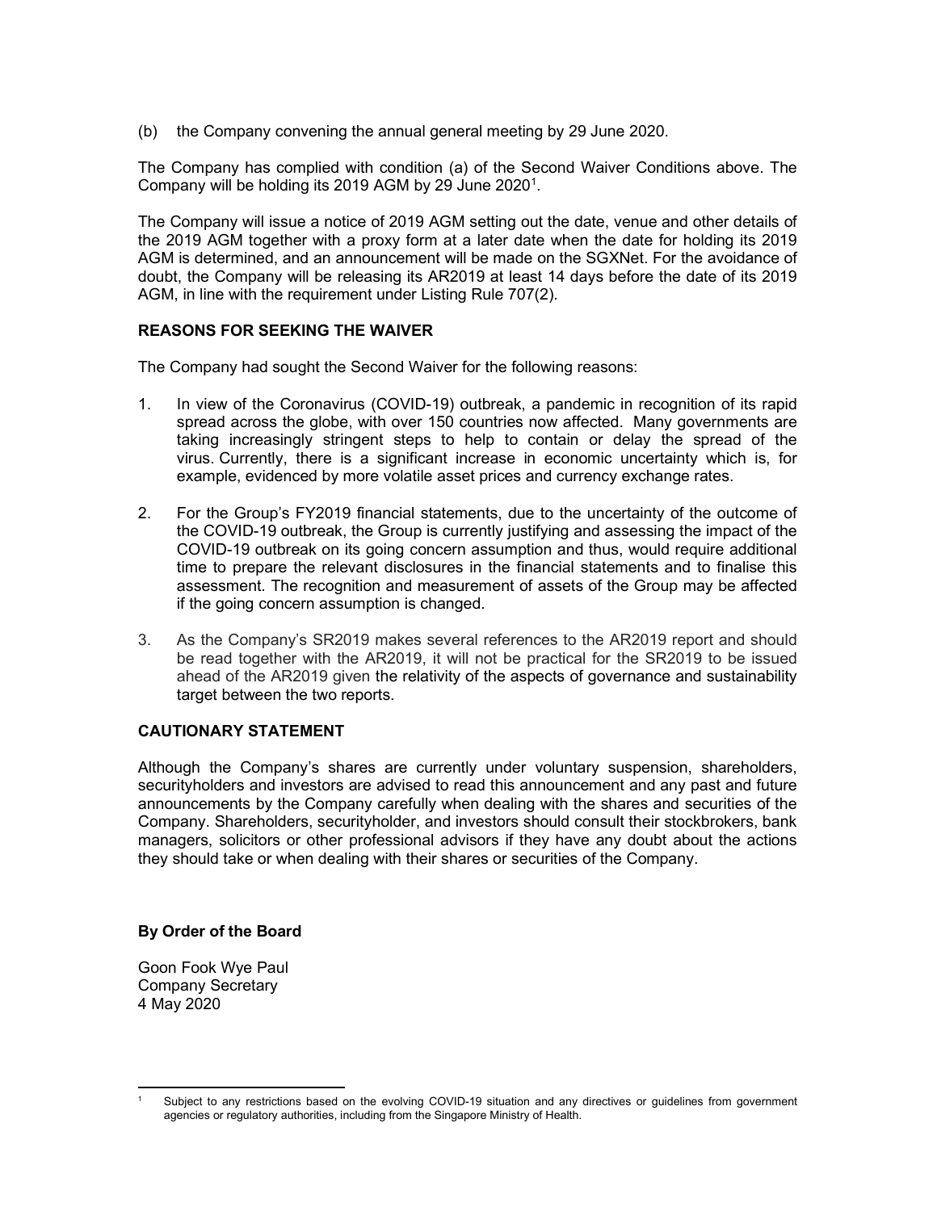(b) the Company convening the annual general meeting by 29 June 2020.

The Company has complied with condition (a) of the Second Waiver Conditions above. The Company will be holding its 2019 AGM by 29 June 2020[1].

The Company will issue a notice of 2019 AGM setting out the date, venue and other details of the 2019 AGM together with a proxy form at a later date when the date for holding its 2019 AGM is determined, and an announcement will be made on the SGXNet. For the avoidance of doubt, the Company will be releasing its AR2019 at least 14 days before the date of its 2019 AGM, in line with the requirement under Listing Rule 707(2).

## REASONS FOR SEEKING THE WAIVER

The Company had sought the Second Waiver for the following reasons:

1. In view of the Coronavirus (COVID-19) outbreak, a pandemic in recognition of its rapid spread across the globe, with over 150 countries now affected. Many governments are taking increasingly stringent steps to help to contain or delay the spread of the virus. Currently, there is a significant increase in economic uncertainty which is, for example, evidenced by more volatile asset prices and currency exchange rates.

2. For the Group's FY2019 financial statements, due to the uncertainty of the outcome of the COVID-19 outbreak, the Group is currently justifying and assessing the impact of the COVID-19 outbreak on its going concern assumption and thus, would require additional time to prepare the relevant disclosures in the financial statements and to finalise this assessment. The recognition and measurement of assets of the Group may be affected if the going concern assumption is changed.

3. As the Company's SR2019 makes several references to the AR2019 report and should be read together with the AR2019, it will not be practical for the SR2019 to be issued ahead of the AR2019 given the relativity of the aspects of governance and sustainability target between the two reports.

## CAUTIONARY STATEMENT

Although the Company's shares are currently under voluntary suspension, shareholders, securityholders and investors are advised to read this announcement and any past and future announcements by the Company carefully when dealing with the shares and securities of the Company. Shareholders, securityholder, and investors should consult their stockbrokers, bank managers, solicitors or other professional advisors if they have any doubt about the actions they should take or when dealing with their shares or securities of the Company.

**By Order of the Board**

Goon Fook Wye Paul
Company Secretary
4 May 2020

[1] Subject to any restrictions based on the evolving COVID-19 situation and any directives or guidelines from government agencies or regulatory authorities, including from the Singapore Ministry of Health.